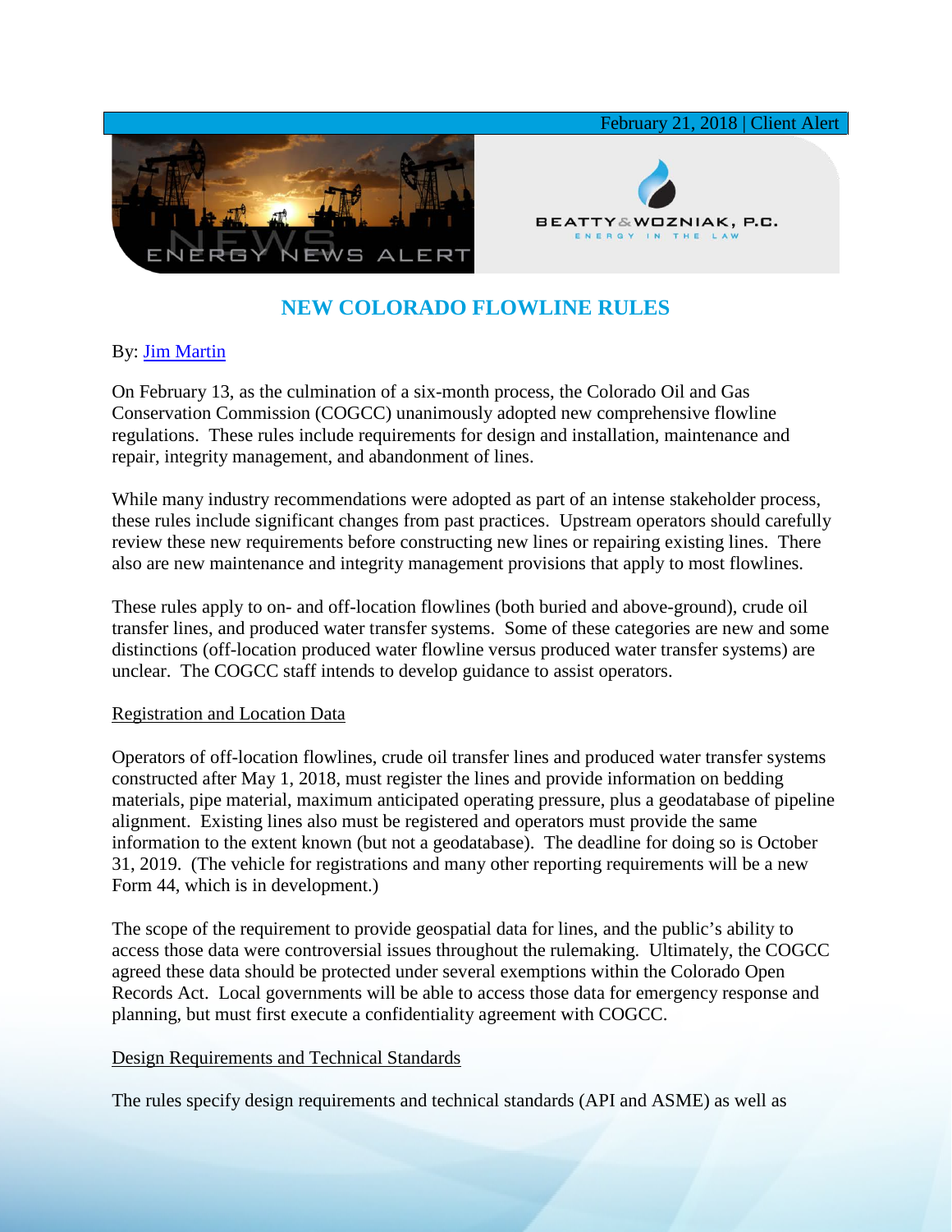February 21, 2018 | Client Alert

ENERGY NEWS ALERT

BEATTY & WOZNIAK, P.C.
ENERGY IN THE LAW

# NEW COLORADO FLOWLINE RULES

By: Jim Martin

On February 13, as the culmination of a six-month process, the Colorado Oil and Gas Conservation Commission (COGCC) unanimously adopted new comprehensive flowline regulations. These rules include requirements for design and installation, maintenance and repair, integrity management, and abandonment of lines.

While many industry recommendations were adopted as part of an intense stakeholder process, these rules include significant changes from past practices. Upstream operators should carefully review these new requirements before constructing new lines or repairing existing lines. There also are new maintenance and integrity management provisions that apply to most flowlines.

These rules apply to on- and off-location flowlines (both buried and above-ground), crude oil transfer lines, and produced water transfer systems. Some of these categories are new and some distinctions (off-location produced water flowline versus produced water transfer systems) are unclear. The COGCC staff intends to develop guidance to assist operators.

## Registration and Location Data

Operators of off-location flowlines, crude oil transfer lines and produced water transfer systems constructed after May 1, 2018, must register the lines and provide information on bedding materials, pipe material, maximum anticipated operating pressure, plus a geodatabase of pipeline alignment. Existing lines also must be registered and operators must provide the same information to the extent known (but not a geodatabase). The deadline for doing so is October 31, 2019. (The vehicle for registrations and many other reporting requirements will be a new Form 44, which is in development.)

The scope of the requirement to provide geospatial data for lines, and the public's ability to access those data were controversial issues throughout the rulemaking. Ultimately, the COGCC agreed these data should be protected under several exemptions within the Colorado Open Records Act. Local governments will be able to access those data for emergency response and planning, but must first execute a confidentiality agreement with COGCC.

## Design Requirements and Technical Standards

The rules specify design requirements and technical standards (API and ASME) as well as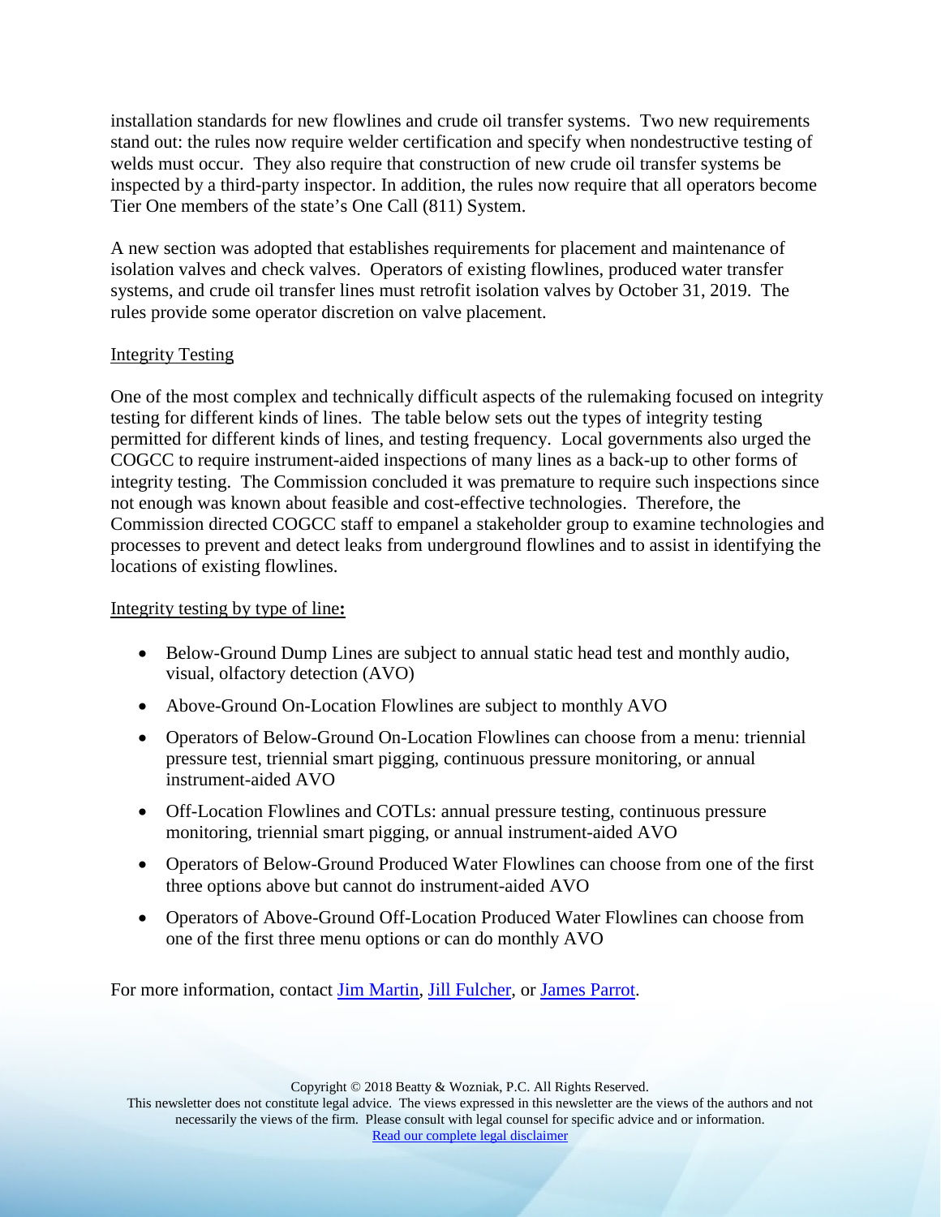installation standards for new flowlines and crude oil transfer systems. Two new requirements stand out: the rules now require welder certification and specify when nondestructive testing of welds must occur. They also require that construction of new crude oil transfer systems be inspected by a third-party inspector. In addition, the rules now require that all operators become Tier One members of the state's One Call (811) System.

A new section was adopted that establishes requirements for placement and maintenance of isolation valves and check valves. Operators of existing flowlines, produced water transfer systems, and crude oil transfer lines must retrofit isolation valves by October 31, 2019. The rules provide some operator discretion on valve placement.

Integrity Testing

One of the most complex and technically difficult aspects of the rulemaking focused on integrity testing for different kinds of lines. The table below sets out the types of integrity testing permitted for different kinds of lines, and testing frequency. Local governments also urged the COGCC to require instrument-aided inspections of many lines as a back-up to other forms of integrity testing. The Commission concluded it was premature to require such inspections since not enough was known about feasible and cost-effective technologies. Therefore, the Commission directed COGCC staff to empanel a stakeholder group to examine technologies and processes to prevent and detect leaks from underground flowlines and to assist in identifying the locations of existing flowlines.

Integrity testing by type of line**:**

- Below-Ground Dump Lines are subject to annual static head test and monthly audio, visual, olfactory detection (AVO)
- Above-Ground On-Location Flowlines are subject to monthly AVO
- Operators of Below-Ground On-Location Flowlines can choose from a menu: triennial pressure test, triennial smart pigging, continuous pressure monitoring, or annual instrument-aided AVO
- Off-Location Flowlines and COTLs: annual pressure testing, continuous pressure monitoring, triennial smart pigging, or annual instrument-aided AVO
- Operators of Below-Ground Produced Water Flowlines can choose from one of the first three options above but cannot do instrument-aided AVO
- Operators of Above-Ground Off-Location Produced Water Flowlines can choose from one of the first three menu options or can do monthly AVO

For more information, contact Jim Martin, Jill Fulcher, or James Parrot.

Copyright © 2018 Beatty & Wozniak, P.C. All Rights Reserved.
This newsletter does not constitute legal advice. The views expressed in this newsletter are the views of the authors and not necessarily the views of the firm. Please consult with legal counsel for specific advice and or information.
Read our complete legal disclaimer